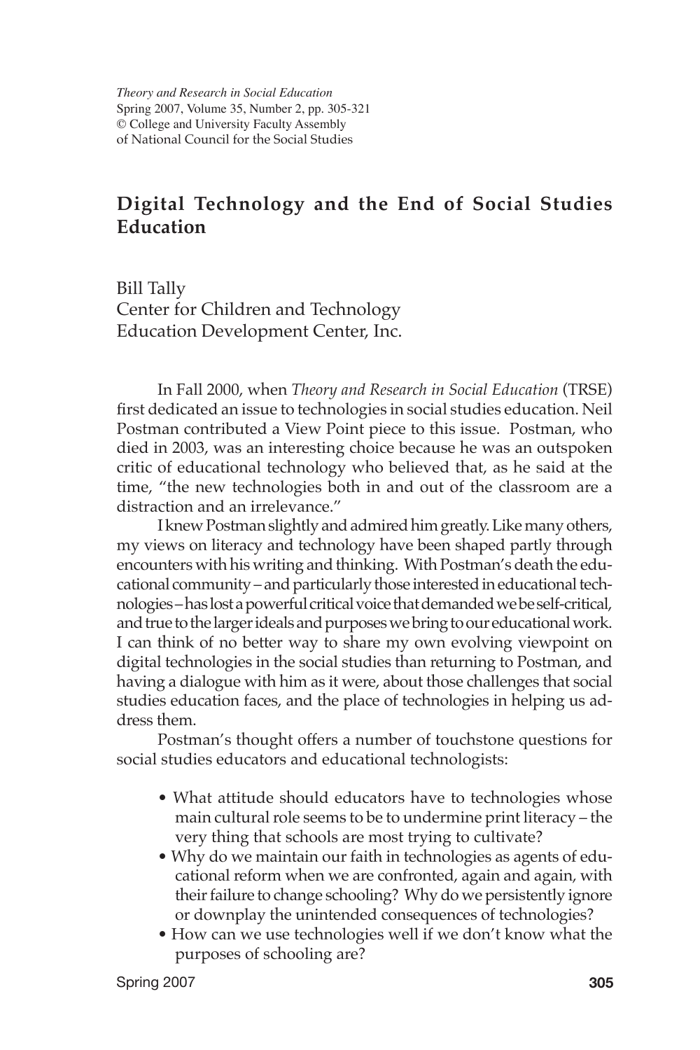*Theory and Research in Social Education*
Spring 2007, Volume 35, Number 2, pp. 305-321
© College and University Faculty Assembly
of National Council for the Social Studies

# Digital Technology and the End of Social Studies Education

Bill Tally
Center for Children and Technology
Education Development Center, Inc.

In Fall 2000, when *Theory and Research in Social Education* (TRSE) first dedicated an issue to technologies in social studies education. Neil Postman contributed a View Point piece to this issue. Postman, who died in 2003, was an interesting choice because he was an outspoken critic of educational technology who believed that, as he said at the time, "the new technologies both in and out of the classroom are a distraction and an irrelevance."

I knew Postman slightly and admired him greatly. Like many others, my views on literacy and technology have been shaped partly through encounters with his writing and thinking. With Postman's death the educational community – and particularly those interested in educational technologies – has lost a powerful critical voice that demanded we be self-critical, and true to the larger ideals and purposes we bring to our educational work. I can think of no better way to share my own evolving viewpoint on digital technologies in the social studies than returning to Postman, and having a dialogue with him as it were, about those challenges that social studies education faces, and the place of technologies in helping us address them.

Postman's thought offers a number of touchstone questions for social studies educators and educational technologists:

- What attitude should educators have to technologies whose main cultural role seems to be to undermine print literacy – the very thing that schools are most trying to cultivate?
- Why do we maintain our faith in technologies as agents of educational reform when we are confronted, again and again, with their failure to change schooling? Why do we persistently ignore or downplay the unintended consequences of technologies?
- How can we use technologies well if we don't know what the purposes of schooling are?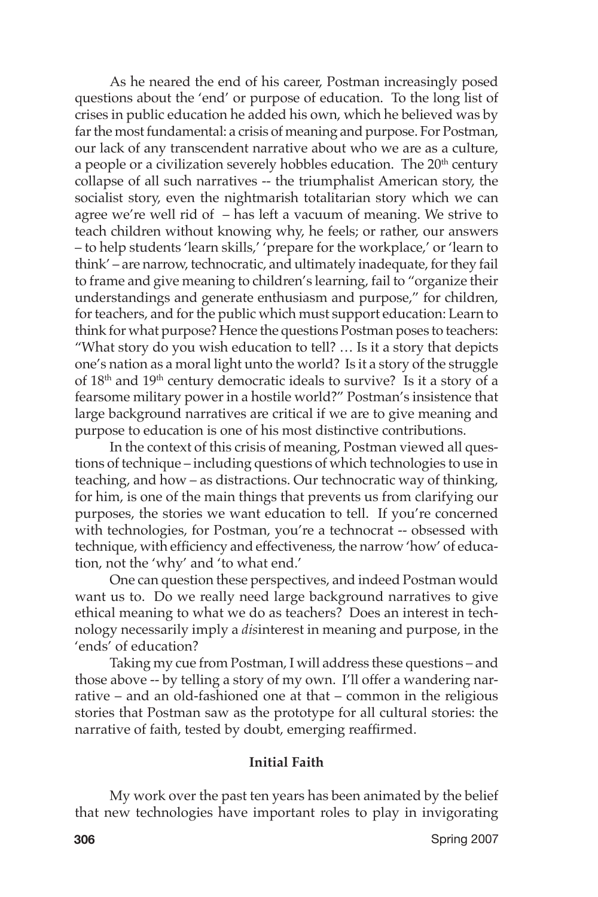As he neared the end of his career, Postman increasingly posed questions about the 'end' or purpose of education. To the long list of crises in public education he added his own, which he believed was by far the most fundamental: a crisis of meaning and purpose. For Postman, our lack of any transcendent narrative about who we are as a culture, a people or a civilization severely hobbles education. The 20th century collapse of all such narratives -- the triumphalist American story, the socialist story, even the nightmarish totalitarian story which we can agree we're well rid of – has left a vacuum of meaning. We strive to teach children without knowing why, he feels; or rather, our answers – to help students 'learn skills,' 'prepare for the workplace,' or 'learn to think' – are narrow, technocratic, and ultimately inadequate, for they fail to frame and give meaning to children's learning, fail to "organize their understandings and generate enthusiasm and purpose," for children, for teachers, and for the public which must support education: Learn to think for what purpose? Hence the questions Postman poses to teachers: "What story do you wish education to tell? … Is it a story that depicts one's nation as a moral light unto the world? Is it a story of the struggle of 18th and 19th century democratic ideals to survive? Is it a story of a fearsome military power in a hostile world?" Postman's insistence that large background narratives are critical if we are to give meaning and purpose to education is one of his most distinctive contributions.

In the context of this crisis of meaning, Postman viewed all questions of technique – including questions of which technologies to use in teaching, and how – as distractions. Our technocratic way of thinking, for him, is one of the main things that prevents us from clarifying our purposes, the stories we want education to tell. If you're concerned with technologies, for Postman, you're a technocrat -- obsessed with technique, with efficiency and effectiveness, the narrow 'how' of education, not the 'why' and 'to what end.'

One can question these perspectives, and indeed Postman would want us to. Do we really need large background narratives to give ethical meaning to what we do as teachers? Does an interest in technology necessarily imply a *dis*interest in meaning and purpose, in the 'ends' of education?

Taking my cue from Postman, I will address these questions – and those above -- by telling a story of my own. I'll offer a wandering narrative – and an old-fashioned one at that – common in the religious stories that Postman saw as the prototype for all cultural stories: the narrative of faith, tested by doubt, emerging reaffirmed.

**Initial Faith**

My work over the past ten years has been animated by the belief that new technologies have important roles to play in invigorating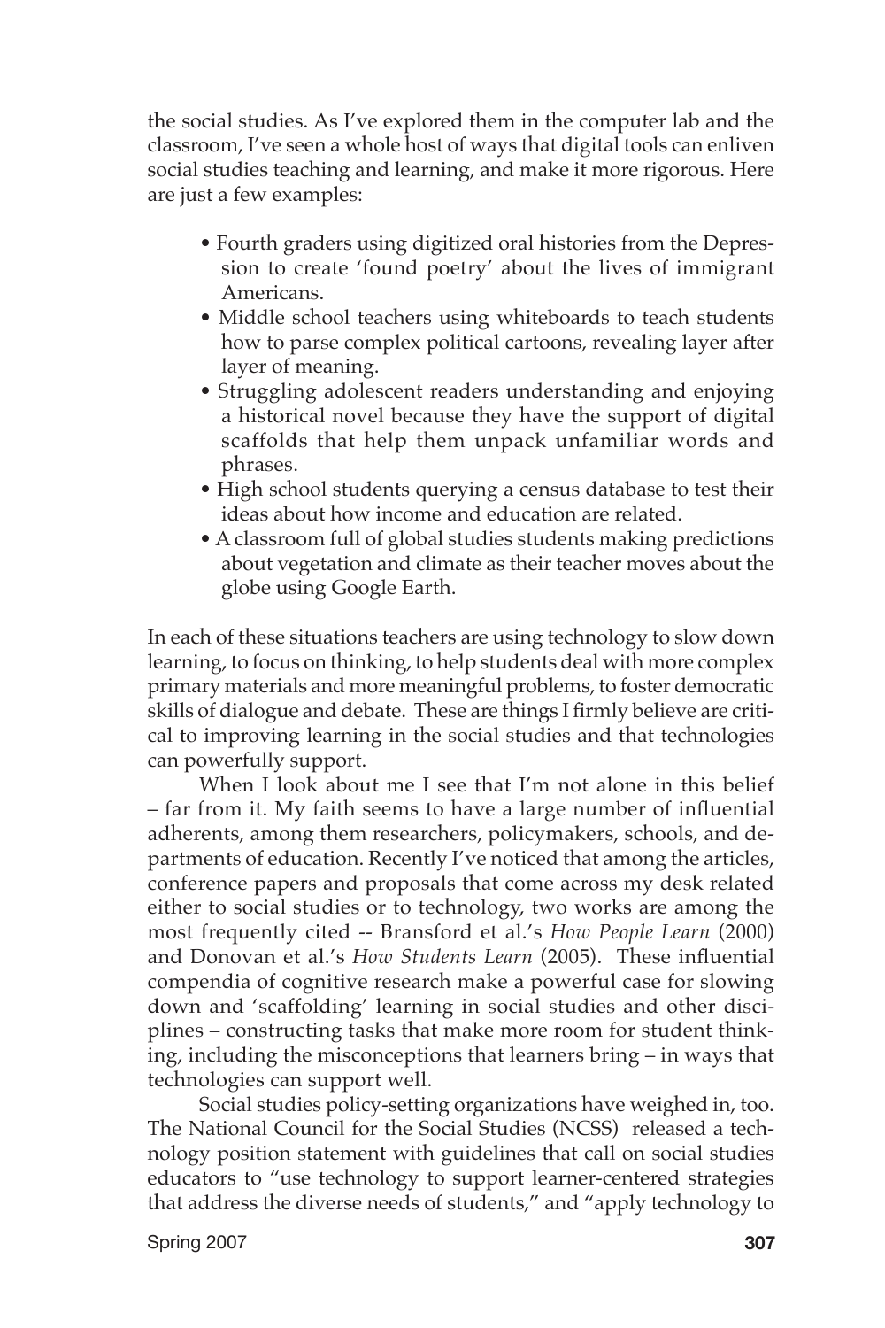the social studies. As I've explored them in the computer lab and the classroom, I've seen a whole host of ways that digital tools can enliven social studies teaching and learning, and make it more rigorous. Here are just a few examples:

- Fourth graders using digitized oral histories from the Depression to create 'found poetry' about the lives of immigrant Americans.
- Middle school teachers using whiteboards to teach students how to parse complex political cartoons, revealing layer after layer of meaning.
- Struggling adolescent readers understanding and enjoying a historical novel because they have the support of digital scaffolds that help them unpack unfamiliar words and phrases.
- High school students querying a census database to test their ideas about how income and education are related.
- A classroom full of global studies students making predictions about vegetation and climate as their teacher moves about the globe using Google Earth.

In each of these situations teachers are using technology to slow down learning, to focus on thinking, to help students deal with more complex primary materials and more meaningful problems, to foster democratic skills of dialogue and debate. These are things I firmly believe are critical to improving learning in the social studies and that technologies can powerfully support.

When I look about me I see that I'm not alone in this belief – far from it. My faith seems to have a large number of influential adherents, among them researchers, policymakers, schools, and departments of education. Recently I've noticed that among the articles, conference papers and proposals that come across my desk related either to social studies or to technology, two works are among the most frequently cited -- Bransford et al.'s *How People Learn* (2000) and Donovan et al.'s *How Students Learn* (2005). These influential compendia of cognitive research make a powerful case for slowing down and 'scaffolding' learning in social studies and other disciplines – constructing tasks that make more room for student thinking, including the misconceptions that learners bring – in ways that technologies can support well.

Social studies policy-setting organizations have weighed in, too. The National Council for the Social Studies (NCSS) released a technology position statement with guidelines that call on social studies educators to "use technology to support learner-centered strategies that address the diverse needs of students," and "apply technology to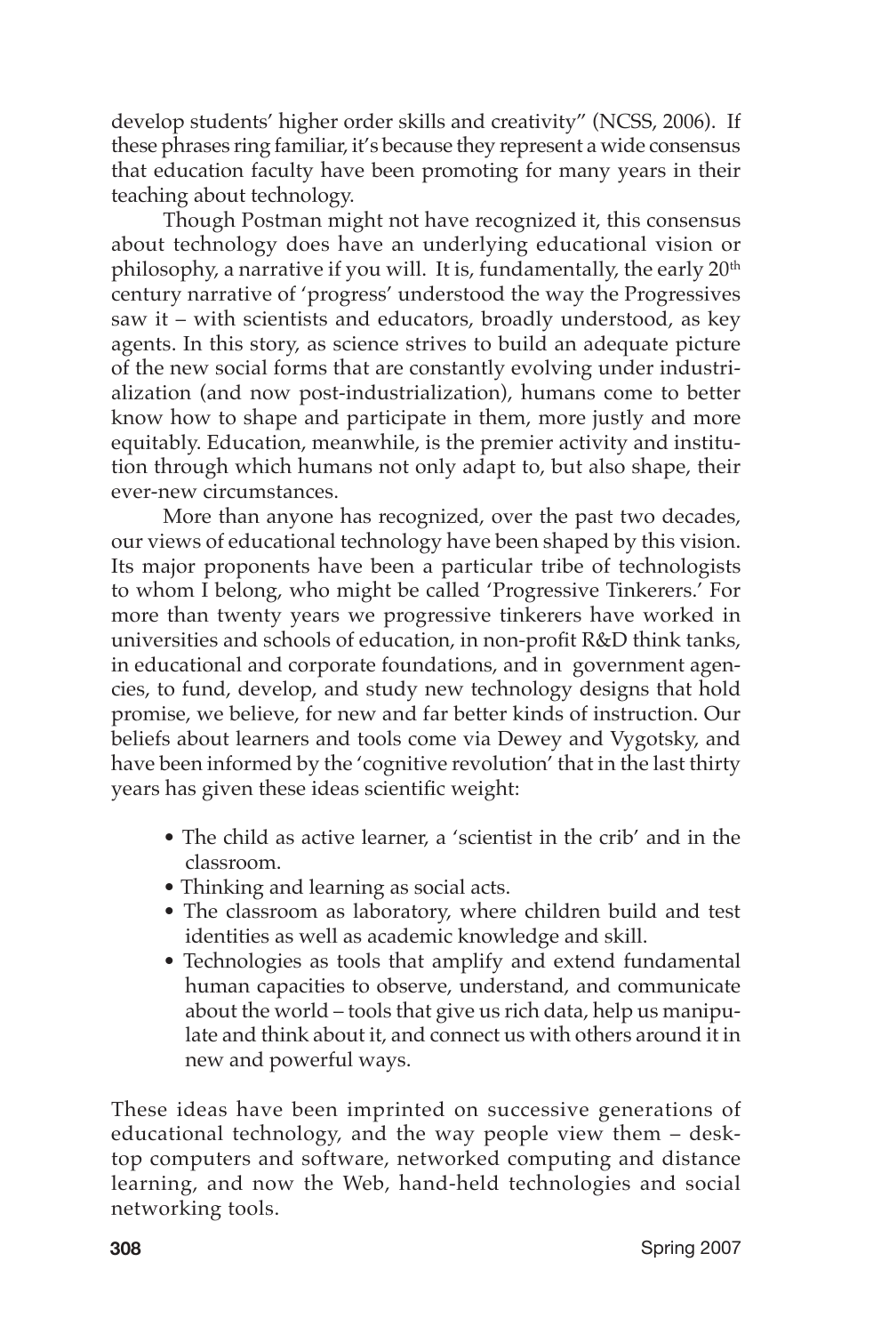develop students' higher order skills and creativity" (NCSS, 2006). If these phrases ring familiar, it's because they represent a wide consensus that education faculty have been promoting for many years in their teaching about technology.

Though Postman might not have recognized it, this consensus about technology does have an underlying educational vision or philosophy, a narrative if you will. It is, fundamentally, the early 20th century narrative of 'progress' understood the way the Progressives saw it – with scientists and educators, broadly understood, as key agents. In this story, as science strives to build an adequate picture of the new social forms that are constantly evolving under industrialization (and now post-industrialization), humans come to better know how to shape and participate in them, more justly and more equitably. Education, meanwhile, is the premier activity and institution through which humans not only adapt to, but also shape, their ever-new circumstances.

More than anyone has recognized, over the past two decades, our views of educational technology have been shaped by this vision. Its major proponents have been a particular tribe of technologists to whom I belong, who might be called 'Progressive Tinkerers.' For more than twenty years we progressive tinkerers have worked in universities and schools of education, in non-profit R&D think tanks, in educational and corporate foundations, and in government agencies, to fund, develop, and study new technology designs that hold promise, we believe, for new and far better kinds of instruction. Our beliefs about learners and tools come via Dewey and Vygotsky, and have been informed by the 'cognitive revolution' that in the last thirty years has given these ideas scientific weight:

- The child as active learner, a 'scientist in the crib' and in the classroom.
- Thinking and learning as social acts.
- The classroom as laboratory, where children build and test identities as well as academic knowledge and skill.
- Technologies as tools that amplify and extend fundamental human capacities to observe, understand, and communicate about the world – tools that give us rich data, help us manipulate and think about it, and connect us with others around it in new and powerful ways.

These ideas have been imprinted on successive generations of educational technology, and the way people view them – desktop computers and software, networked computing and distance learning, and now the Web, hand-held technologies and social networking tools.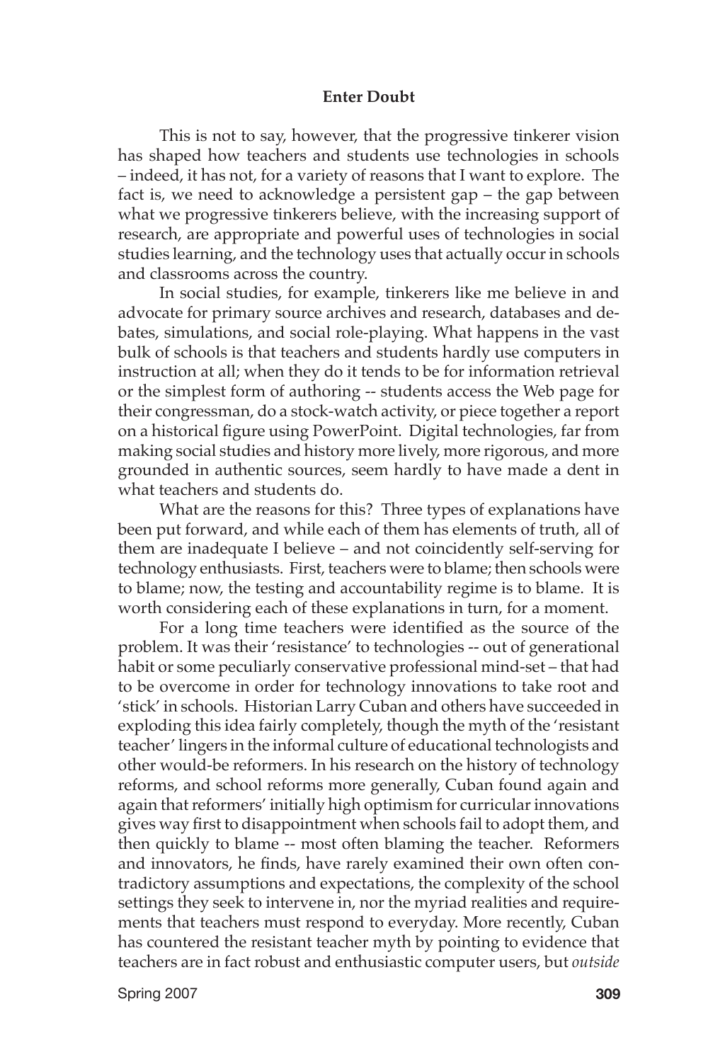## Enter Doubt

This is not to say, however, that the progressive tinkerer vision has shaped how teachers and students use technologies in schools – indeed, it has not, for a variety of reasons that I want to explore. The fact is, we need to acknowledge a persistent gap – the gap between what we progressive tinkerers believe, with the increasing support of research, are appropriate and powerful uses of technologies in social studies learning, and the technology uses that actually occur in schools and classrooms across the country.

In social studies, for example, tinkerers like me believe in and advocate for primary source archives and research, databases and debates, simulations, and social role-playing. What happens in the vast bulk of schools is that teachers and students hardly use computers in instruction at all; when they do it tends to be for information retrieval or the simplest form of authoring -- students access the Web page for their congressman, do a stock-watch activity, or piece together a report on a historical figure using PowerPoint. Digital technologies, far from making social studies and history more lively, more rigorous, and more grounded in authentic sources, seem hardly to have made a dent in what teachers and students do.

What are the reasons for this? Three types of explanations have been put forward, and while each of them has elements of truth, all of them are inadequate I believe – and not coincidently self-serving for technology enthusiasts. First, teachers were to blame; then schools were to blame; now, the testing and accountability regime is to blame. It is worth considering each of these explanations in turn, for a moment.

For a long time teachers were identified as the source of the problem. It was their 'resistance' to technologies -- out of generational habit or some peculiarly conservative professional mind-set – that had to be overcome in order for technology innovations to take root and 'stick' in schools. Historian Larry Cuban and others have succeeded in exploding this idea fairly completely, though the myth of the 'resistant teacher' lingers in the informal culture of educational technologists and other would-be reformers. In his research on the history of technology reforms, and school reforms more generally, Cuban found again and again that reformers' initially high optimism for curricular innovations gives way first to disappointment when schools fail to adopt them, and then quickly to blame -- most often blaming the teacher. Reformers and innovators, he finds, have rarely examined their own often contradictory assumptions and expectations, the complexity of the school settings they seek to intervene in, nor the myriad realities and requirements that teachers must respond to everyday. More recently, Cuban has countered the resistant teacher myth by pointing to evidence that teachers are in fact robust and enthusiastic computer users, but *outside*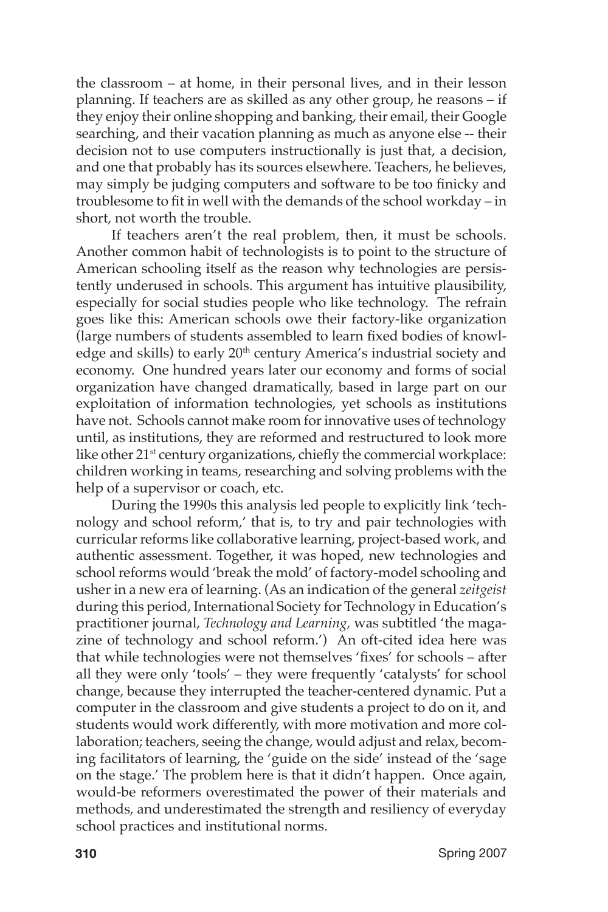the classroom – at home, in their personal lives, and in their lesson planning. If teachers are as skilled as any other group, he reasons – if they enjoy their online shopping and banking, their email, their Google searching, and their vacation planning as much as anyone else -- their decision not to use computers instructionally is just that, a decision, and one that probably has its sources elsewhere. Teachers, he believes, may simply be judging computers and software to be too finicky and troublesome to fit in well with the demands of the school workday – in short, not worth the trouble.

If teachers aren't the real problem, then, it must be schools. Another common habit of technologists is to point to the structure of American schooling itself as the reason why technologies are persistently underused in schools. This argument has intuitive plausibility, especially for social studies people who like technology. The refrain goes like this: American schools owe their factory-like organization (large numbers of students assembled to learn fixed bodies of knowledge and skills) to early 20th century America's industrial society and economy. One hundred years later our economy and forms of social organization have changed dramatically, based in large part on our exploitation of information technologies, yet schools as institutions have not. Schools cannot make room for innovative uses of technology until, as institutions, they are reformed and restructured to look more like other 21st century organizations, chiefly the commercial workplace: children working in teams, researching and solving problems with the help of a supervisor or coach, etc.

During the 1990s this analysis led people to explicitly link 'technology and school reform,' that is, to try and pair technologies with curricular reforms like collaborative learning, project-based work, and authentic assessment. Together, it was hoped, new technologies and school reforms would 'break the mold' of factory-model schooling and usher in a new era of learning. (As an indication of the general *zeitgeist* during this period, International Society for Technology in Education's practitioner journal, *Technology and Learning,* was subtitled 'the magazine of technology and school reform.') An oft-cited idea here was that while technologies were not themselves 'fixes' for schools – after all they were only 'tools' – they were frequently 'catalysts' for school change, because they interrupted the teacher-centered dynamic. Put a computer in the classroom and give students a project to do on it, and students would work differently, with more motivation and more collaboration; teachers, seeing the change, would adjust and relax, becoming facilitators of learning, the 'guide on the side' instead of the 'sage on the stage.' The problem here is that it didn't happen. Once again, would-be reformers overestimated the power of their materials and methods, and underestimated the strength and resiliency of everyday school practices and institutional norms.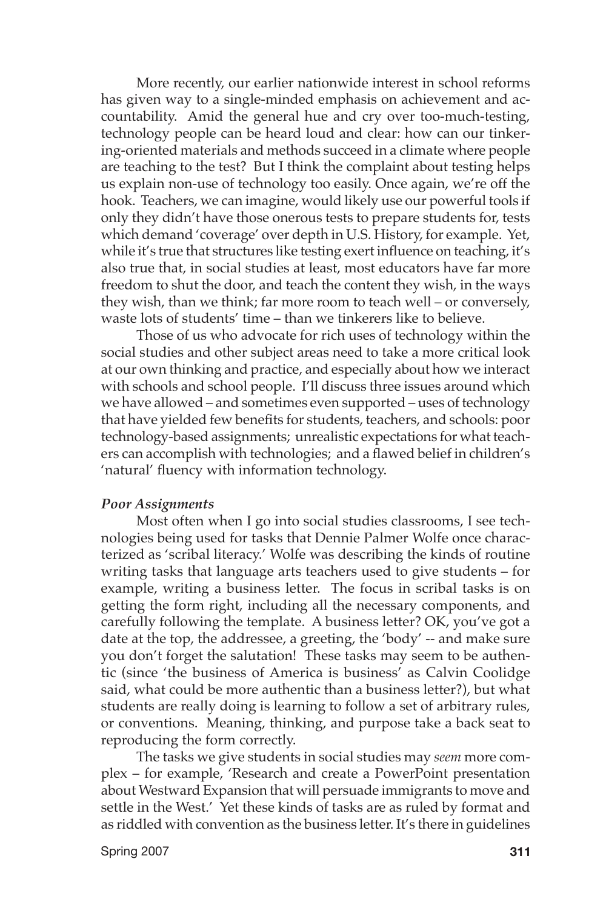More recently, our earlier nationwide interest in school reforms has given way to a single-minded emphasis on achievement and accountability. Amid the general hue and cry over too-much-testing, technology people can be heard loud and clear: how can our tinkering-oriented materials and methods succeed in a climate where people are teaching to the test? But I think the complaint about testing helps us explain non-use of technology too easily. Once again, we're off the hook. Teachers, we can imagine, would likely use our powerful tools if only they didn't have those onerous tests to prepare students for, tests which demand 'coverage' over depth in U.S. History, for example. Yet, while it's true that structures like testing exert influence on teaching, it's also true that, in social studies at least, most educators have far more freedom to shut the door, and teach the content they wish, in the ways they wish, than we think; far more room to teach well – or conversely, waste lots of students' time – than we tinkerers like to believe.

Those of us who advocate for rich uses of technology within the social studies and other subject areas need to take a more critical look at our own thinking and practice, and especially about how we interact with schools and school people. I'll discuss three issues around which we have allowed – and sometimes even supported – uses of technology that have yielded few benefits for students, teachers, and schools: poor technology-based assignments; unrealistic expectations for what teachers can accomplish with technologies; and a flawed belief in children's 'natural' fluency with information technology.

***Poor Assignments***

Most often when I go into social studies classrooms, I see technologies being used for tasks that Dennie Palmer Wolfe once characterized as 'scribal literacy.' Wolfe was describing the kinds of routine writing tasks that language arts teachers used to give students – for example, writing a business letter. The focus in scribal tasks is on getting the form right, including all the necessary components, and carefully following the template. A business letter? OK, you've got a date at the top, the addressee, a greeting, the 'body' -- and make sure you don't forget the salutation! These tasks may seem to be authentic (since 'the business of America is business' as Calvin Coolidge said, what could be more authentic than a business letter?), but what students are really doing is learning to follow a set of arbitrary rules, or conventions. Meaning, thinking, and purpose take a back seat to reproducing the form correctly.

The tasks we give students in social studies may *seem* more complex – for example, 'Research and create a PowerPoint presentation about Westward Expansion that will persuade immigrants to move and settle in the West.' Yet these kinds of tasks are as ruled by format and as riddled with convention as the business letter. It's there in guidelines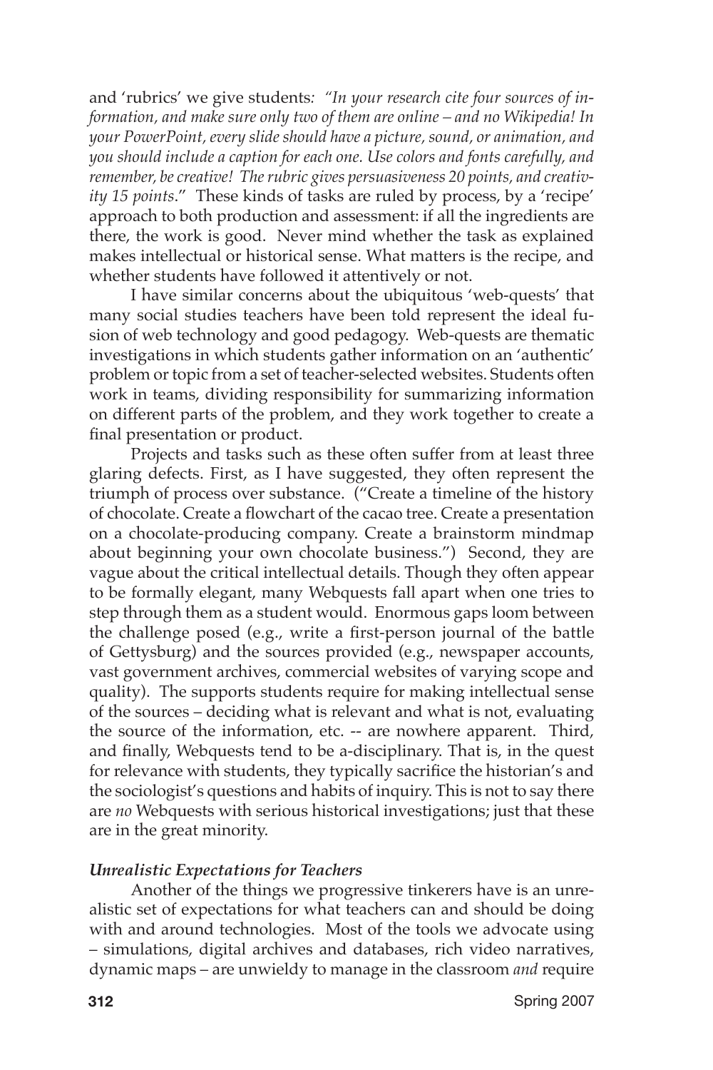and 'rubrics' we give students*: "In your research cite four sources of information, and make sure only two of them are online – and no Wikipedia! In your PowerPoint, every slide should have a picture, sound, or animation, and you should include a caption for each one. Use colors and fonts carefully, and remember, be creative! The rubric gives persuasiveness 20 points, and creativity 15 points*." These kinds of tasks are ruled by process, by a 'recipe' approach to both production and assessment: if all the ingredients are there, the work is good. Never mind whether the task as explained makes intellectual or historical sense. What matters is the recipe, and whether students have followed it attentively or not.

I have similar concerns about the ubiquitous 'web-quests' that many social studies teachers have been told represent the ideal fusion of web technology and good pedagogy. Web-quests are thematic investigations in which students gather information on an 'authentic' problem or topic from a set of teacher-selected websites. Students often work in teams, dividing responsibility for summarizing information on different parts of the problem, and they work together to create a final presentation or product.

Projects and tasks such as these often suffer from at least three glaring defects. First, as I have suggested, they often represent the triumph of process over substance. ("Create a timeline of the history of chocolate. Create a flowchart of the cacao tree. Create a presentation on a chocolate-producing company. Create a brainstorm mindmap about beginning your own chocolate business.") Second, they are vague about the critical intellectual details. Though they often appear to be formally elegant, many Webquests fall apart when one tries to step through them as a student would. Enormous gaps loom between the challenge posed (e.g., write a first-person journal of the battle of Gettysburg) and the sources provided (e.g., newspaper accounts, vast government archives, commercial websites of varying scope and quality). The supports students require for making intellectual sense of the sources – deciding what is relevant and what is not, evaluating the source of the information, etc. -- are nowhere apparent. Third, and finally, Webquests tend to be a-disciplinary. That is, in the quest for relevance with students, they typically sacrifice the historian's and the sociologist's questions and habits of inquiry. This is not to say there are *no* Webquests with serious historical investigations; just that these are in the great minority.

### *Unrealistic Expectations for Teachers*

Another of the things we progressive tinkerers have is an unrealistic set of expectations for what teachers can and should be doing with and around technologies. Most of the tools we advocate using – simulations, digital archives and databases, rich video narratives, dynamic maps – are unwieldy to manage in the classroom *and* require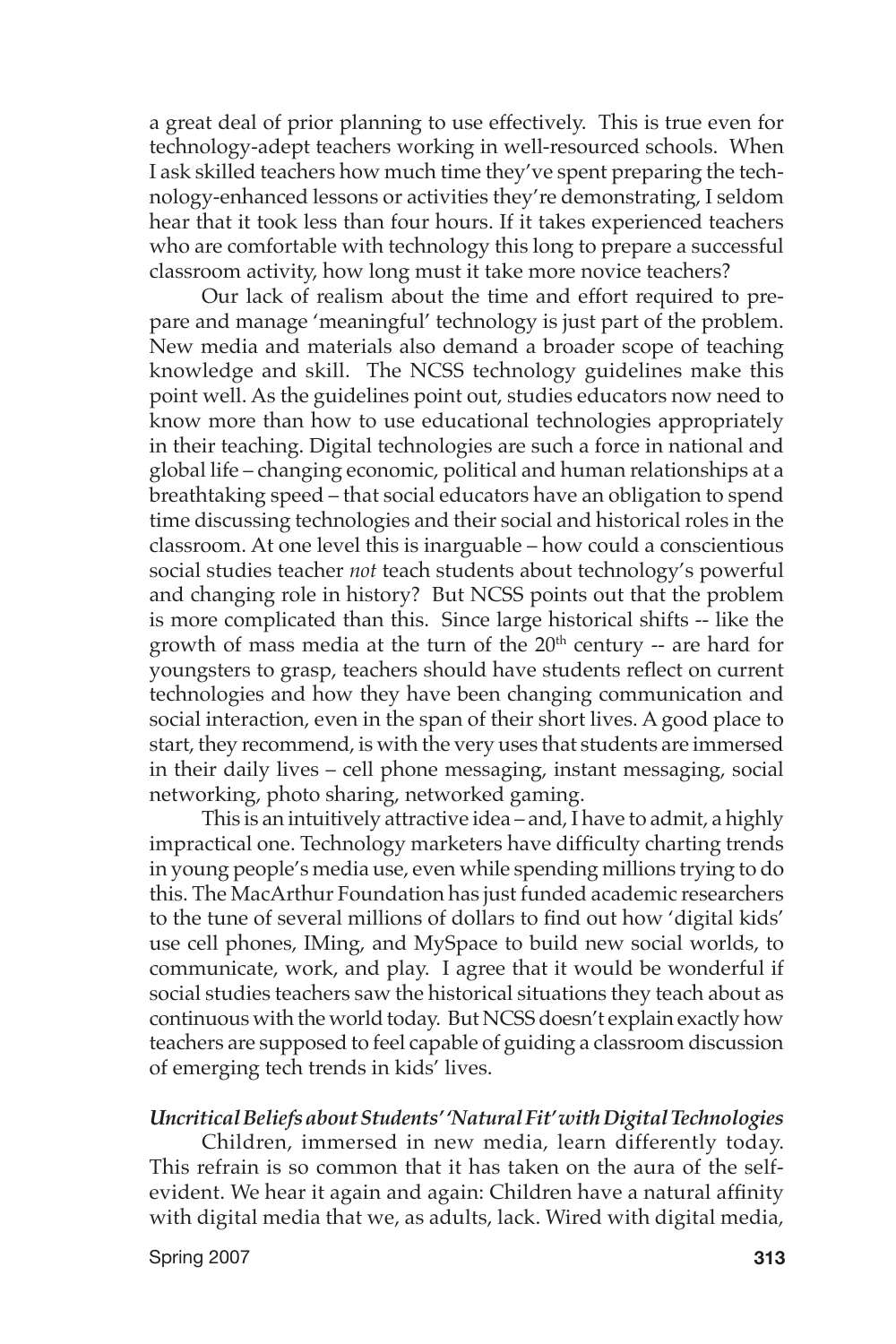a great deal of prior planning to use effectively. This is true even for technology-adept teachers working in well-resourced schools. When I ask skilled teachers how much time they've spent preparing the technology-enhanced lessons or activities they're demonstrating, I seldom hear that it took less than four hours. If it takes experienced teachers who are comfortable with technology this long to prepare a successful classroom activity, how long must it take more novice teachers?

Our lack of realism about the time and effort required to prepare and manage 'meaningful' technology is just part of the problem. New media and materials also demand a broader scope of teaching knowledge and skill. The NCSS technology guidelines make this point well. As the guidelines point out, studies educators now need to know more than how to use educational technologies appropriately in their teaching. Digital technologies are such a force in national and global life – changing economic, political and human relationships at a breathtaking speed – that social educators have an obligation to spend time discussing technologies and their social and historical roles in the classroom. At one level this is inarguable – how could a conscientious social studies teacher *not* teach students about technology's powerful and changing role in history? But NCSS points out that the problem is more complicated than this. Since large historical shifts -- like the growth of mass media at the turn of the 20th century -- are hard for youngsters to grasp, teachers should have students reflect on current technologies and how they have been changing communication and social interaction, even in the span of their short lives. A good place to start, they recommend, is with the very uses that students are immersed in their daily lives – cell phone messaging, instant messaging, social networking, photo sharing, networked gaming.

This is an intuitively attractive idea – and, I have to admit, a highly impractical one. Technology marketers have difficulty charting trends in young people's media use, even while spending millions trying to do this. The MacArthur Foundation has just funded academic researchers to the tune of several millions of dollars to find out how 'digital kids' use cell phones, IMing, and MySpace to build new social worlds, to communicate, work, and play. I agree that it would be wonderful if social studies teachers saw the historical situations they teach about as continuous with the world today. But NCSS doesn't explain exactly how teachers are supposed to feel capable of guiding a classroom discussion of emerging tech trends in kids' lives.

### *Uncritical Beliefs about Students' 'Natural Fit' with Digital Technologies*

Children, immersed in new media, learn differently today. This refrain is so common that it has taken on the aura of the self-evident. We hear it again and again: Children have a natural affinity with digital media that we, as adults, lack. Wired with digital media,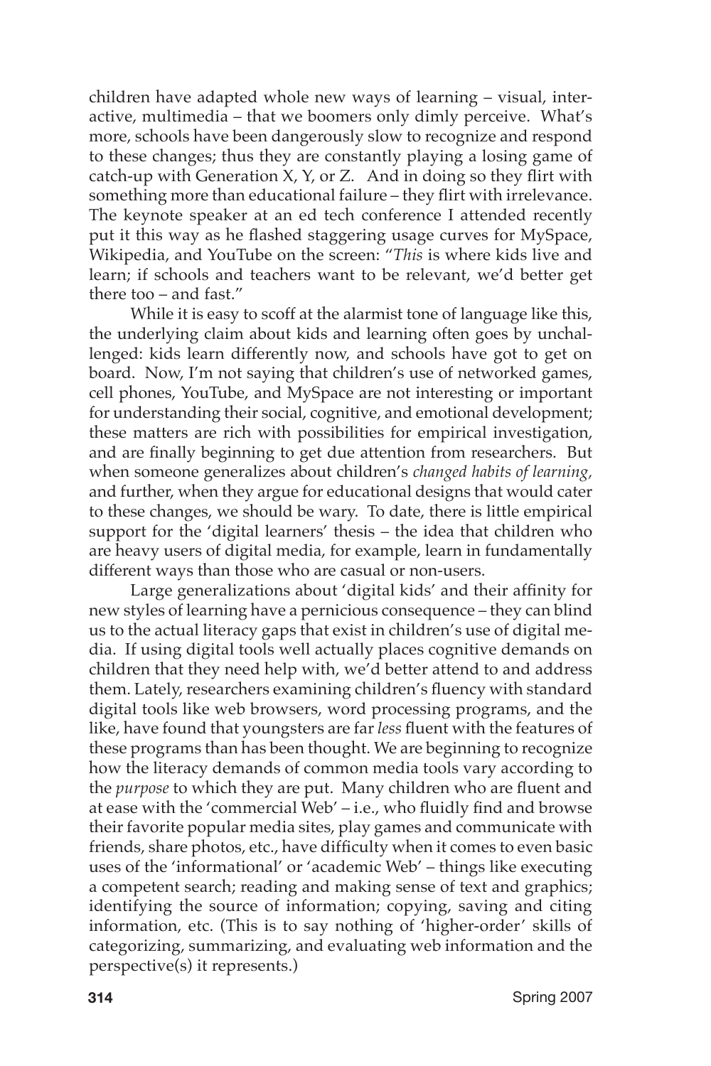children have adapted whole new ways of learning – visual, interactive, multimedia – that we boomers only dimly perceive. What's more, schools have been dangerously slow to recognize and respond to these changes; thus they are constantly playing a losing game of catch-up with Generation X, Y, or Z. And in doing so they flirt with something more than educational failure – they flirt with irrelevance. The keynote speaker at an ed tech conference I attended recently put it this way as he flashed staggering usage curves for MySpace, Wikipedia, and YouTube on the screen: "*This* is where kids live and learn; if schools and teachers want to be relevant, we'd better get there too – and fast."

While it is easy to scoff at the alarmist tone of language like this, the underlying claim about kids and learning often goes by unchallenged: kids learn differently now, and schools have got to get on board. Now, I'm not saying that children's use of networked games, cell phones, YouTube, and MySpace are not interesting or important for understanding their social, cognitive, and emotional development; these matters are rich with possibilities for empirical investigation, and are finally beginning to get due attention from researchers. But when someone generalizes about children's *changed habits of learning*, and further, when they argue for educational designs that would cater to these changes, we should be wary. To date, there is little empirical support for the 'digital learners' thesis – the idea that children who are heavy users of digital media, for example, learn in fundamentally different ways than those who are casual or non-users.

Large generalizations about 'digital kids' and their affinity for new styles of learning have a pernicious consequence – they can blind us to the actual literacy gaps that exist in children's use of digital media. If using digital tools well actually places cognitive demands on children that they need help with, we'd better attend to and address them. Lately, researchers examining children's fluency with standard digital tools like web browsers, word processing programs, and the like, have found that youngsters are far *less* fluent with the features of these programs than has been thought. We are beginning to recognize how the literacy demands of common media tools vary according to the *purpose* to which they are put. Many children who are fluent and at ease with the 'commercial Web' – i.e., who fluidly find and browse their favorite popular media sites, play games and communicate with friends, share photos, etc., have difficulty when it comes to even basic uses of the 'informational' or 'academic Web' – things like executing a competent search; reading and making sense of text and graphics; identifying the source of information; copying, saving and citing information, etc. (This is to say nothing of 'higher-order' skills of categorizing, summarizing, and evaluating web information and the perspective(s) it represents.)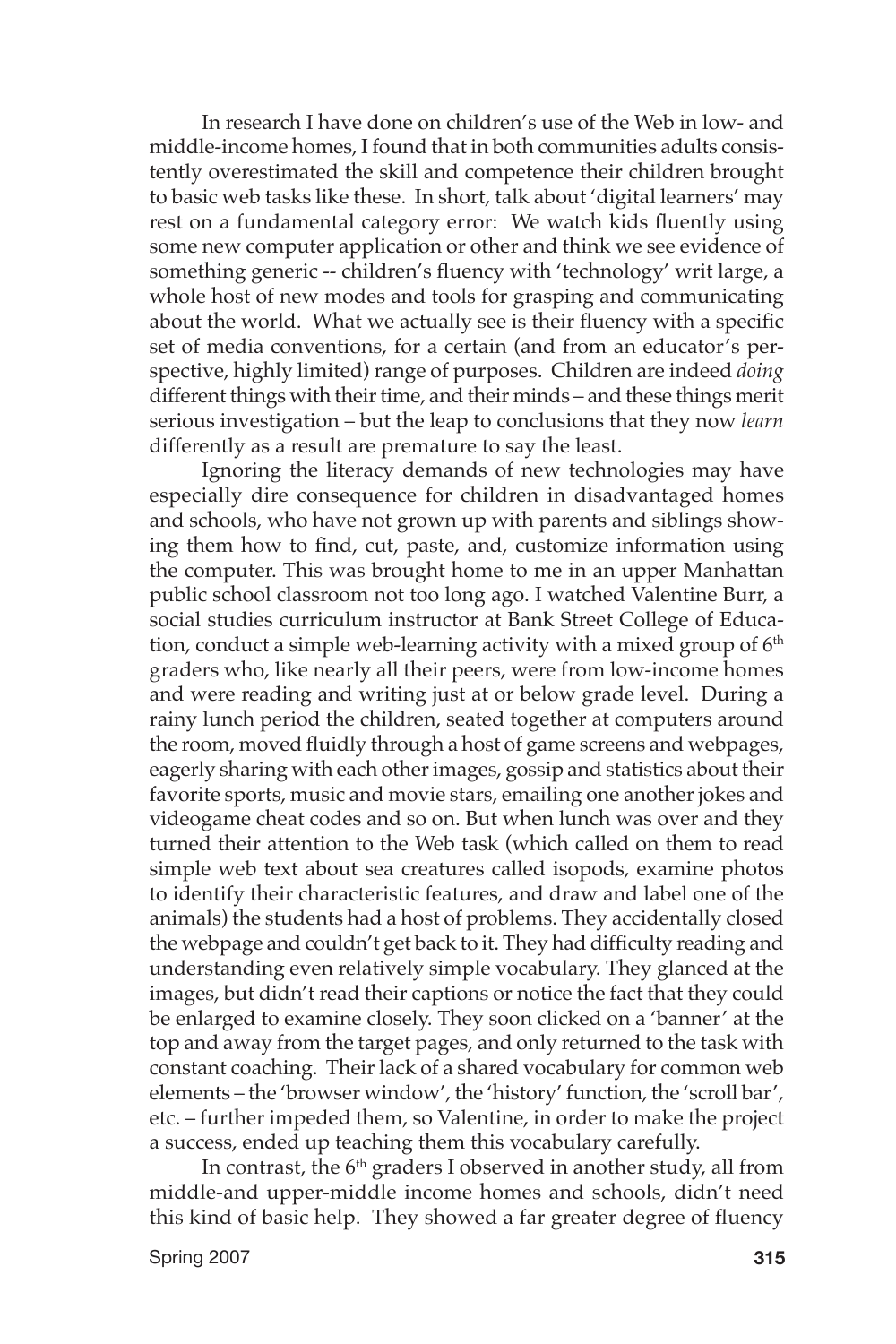In research I have done on children's use of the Web in low- and middle-income homes, I found that in both communities adults consistently overestimated the skill and competence their children brought to basic web tasks like these. In short, talk about 'digital learners' may rest on a fundamental category error: We watch kids fluently using some new computer application or other and think we see evidence of something generic -- children's fluency with 'technology' writ large, a whole host of new modes and tools for grasping and communicating about the world. What we actually see is their fluency with a specific set of media conventions, for a certain (and from an educator's perspective, highly limited) range of purposes. Children are indeed *doing* different things with their time, and their minds – and these things merit serious investigation – but the leap to conclusions that they now *learn* differently as a result are premature to say the least.

Ignoring the literacy demands of new technologies may have especially dire consequence for children in disadvantaged homes and schools, who have not grown up with parents and siblings showing them how to find, cut, paste, and, customize information using the computer. This was brought home to me in an upper Manhattan public school classroom not too long ago. I watched Valentine Burr, a social studies curriculum instructor at Bank Street College of Education, conduct a simple web-learning activity with a mixed group of 6th graders who, like nearly all their peers, were from low-income homes and were reading and writing just at or below grade level. During a rainy lunch period the children, seated together at computers around the room, moved fluidly through a host of game screens and webpages, eagerly sharing with each other images, gossip and statistics about their favorite sports, music and movie stars, emailing one another jokes and videogame cheat codes and so on. But when lunch was over and they turned their attention to the Web task (which called on them to read simple web text about sea creatures called isopods, examine photos to identify their characteristic features, and draw and label one of the animals) the students had a host of problems. They accidentally closed the webpage and couldn't get back to it. They had difficulty reading and understanding even relatively simple vocabulary. They glanced at the images, but didn't read their captions or notice the fact that they could be enlarged to examine closely. They soon clicked on a 'banner' at the top and away from the target pages, and only returned to the task with constant coaching. Their lack of a shared vocabulary for common web elements – the 'browser window', the 'history' function, the 'scroll bar', etc. – further impeded them, so Valentine, in order to make the project a success, ended up teaching them this vocabulary carefully.

In contrast, the 6th graders I observed in another study, all from middle-and upper-middle income homes and schools, didn't need this kind of basic help. They showed a far greater degree of fluency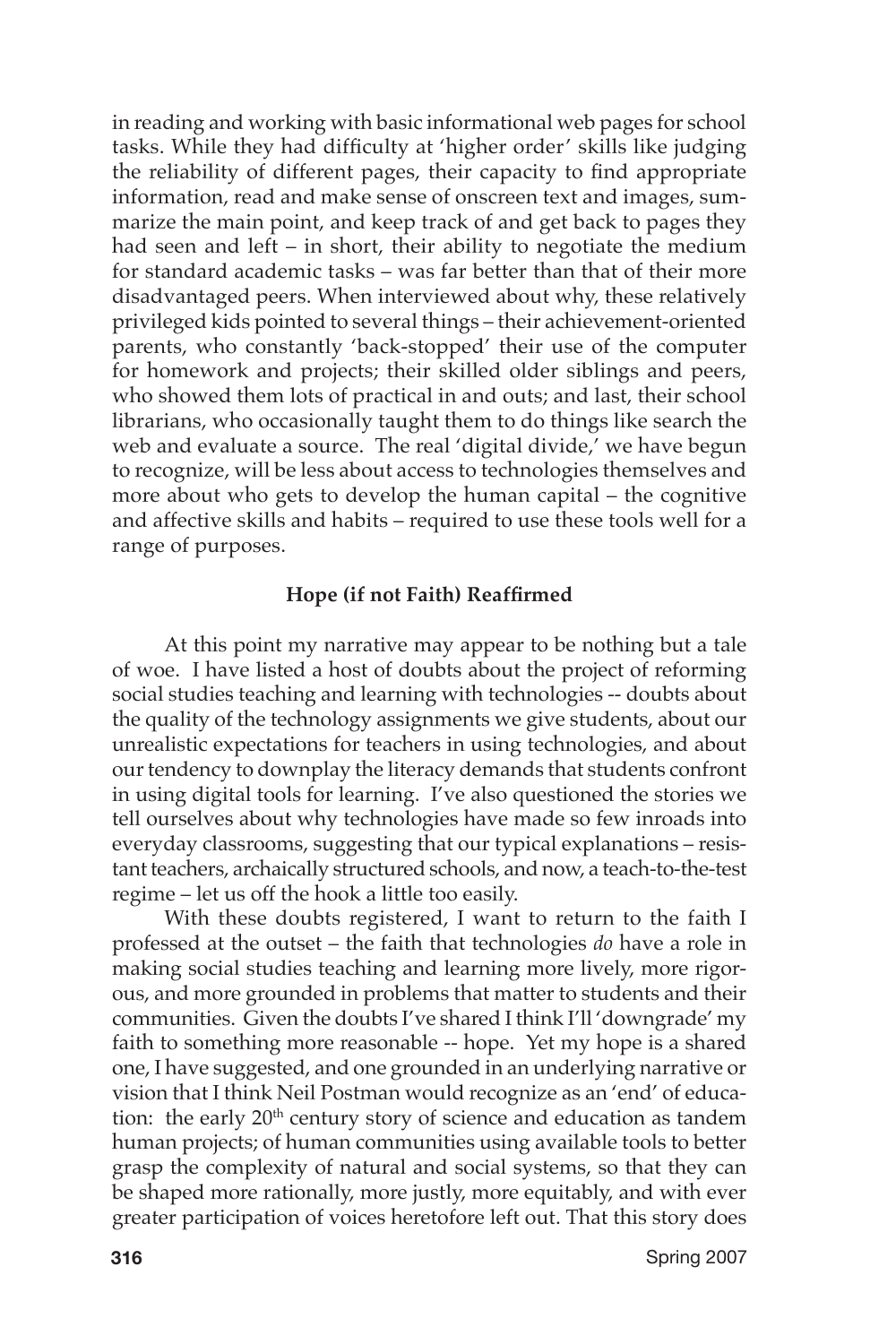in reading and working with basic informational web pages for school tasks. While they had difficulty at 'higher order' skills like judging the reliability of different pages, their capacity to find appropriate information, read and make sense of onscreen text and images, summarize the main point, and keep track of and get back to pages they had seen and left – in short, their ability to negotiate the medium for standard academic tasks – was far better than that of their more disadvantaged peers. When interviewed about why, these relatively privileged kids pointed to several things – their achievement-oriented parents, who constantly 'back-stopped' their use of the computer for homework and projects; their skilled older siblings and peers, who showed them lots of practical in and outs; and last, their school librarians, who occasionally taught them to do things like search the web and evaluate a source. The real 'digital divide,' we have begun to recognize, will be less about access to technologies themselves and more about who gets to develop the human capital – the cognitive and affective skills and habits – required to use these tools well for a range of purposes.

### Hope (if not Faith) Reaffirmed

At this point my narrative may appear to be nothing but a tale of woe. I have listed a host of doubts about the project of reforming social studies teaching and learning with technologies -- doubts about the quality of the technology assignments we give students, about our unrealistic expectations for teachers in using technologies, and about our tendency to downplay the literacy demands that students confront in using digital tools for learning. I've also questioned the stories we tell ourselves about why technologies have made so few inroads into everyday classrooms, suggesting that our typical explanations – resistant teachers, archaically structured schools, and now, a teach-to-the-test regime – let us off the hook a little too easily.

With these doubts registered, I want to return to the faith I professed at the outset – the faith that technologies *do* have a role in making social studies teaching and learning more lively, more rigorous, and more grounded in problems that matter to students and their communities. Given the doubts I've shared I think I'll 'downgrade' my faith to something more reasonable -- hope. Yet my hope is a shared one, I have suggested, and one grounded in an underlying narrative or vision that I think Neil Postman would recognize as an 'end' of education: the early 20th century story of science and education as tandem human projects; of human communities using available tools to better grasp the complexity of natural and social systems, so that they can be shaped more rationally, more justly, more equitably, and with ever greater participation of voices heretofore left out. That this story does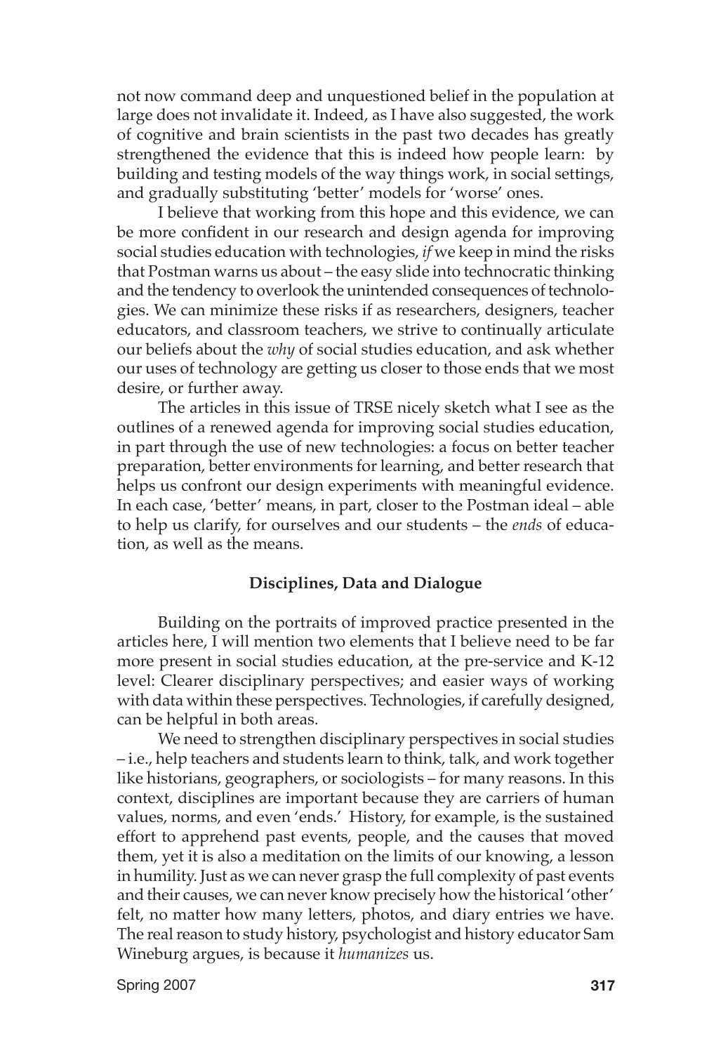not now command deep and unquestioned belief in the population at large does not invalidate it. Indeed, as I have also suggested, the work of cognitive and brain scientists in the past two decades has greatly strengthened the evidence that this is indeed how people learn: by building and testing models of the way things work, in social settings, and gradually substituting 'better' models for 'worse' ones.

I believe that working from this hope and this evidence, we can be more confident in our research and design agenda for improving social studies education with technologies, *if* we keep in mind the risks that Postman warns us about – the easy slide into technocratic thinking and the tendency to overlook the unintended consequences of technologies. We can minimize these risks if as researchers, designers, teacher educators, and classroom teachers, we strive to continually articulate our beliefs about the *why* of social studies education, and ask whether our uses of technology are getting us closer to those ends that we most desire, or further away.

The articles in this issue of TRSE nicely sketch what I see as the outlines of a renewed agenda for improving social studies education, in part through the use of new technologies: a focus on better teacher preparation, better environments for learning, and better research that helps us confront our design experiments with meaningful evidence. In each case, 'better' means, in part, closer to the Postman ideal – able to help us clarify, for ourselves and our students – the *ends* of education, as well as the means.

### Disciplines, Data and Dialogue

Building on the portraits of improved practice presented in the articles here, I will mention two elements that I believe need to be far more present in social studies education, at the pre-service and K-12 level: Clearer disciplinary perspectives; and easier ways of working with data within these perspectives. Technologies, if carefully designed, can be helpful in both areas.

We need to strengthen disciplinary perspectives in social studies – i.e., help teachers and students learn to think, talk, and work together like historians, geographers, or sociologists – for many reasons. In this context, disciplines are important because they are carriers of human values, norms, and even 'ends.' History, for example, is the sustained effort to apprehend past events, people, and the causes that moved them, yet it is also a meditation on the limits of our knowing, a lesson in humility. Just as we can never grasp the full complexity of past events and their causes, we can never know precisely how the historical 'other' felt, no matter how many letters, photos, and diary entries we have. The real reason to study history, psychologist and history educator Sam Wineburg argues, is because it *humanizes* us.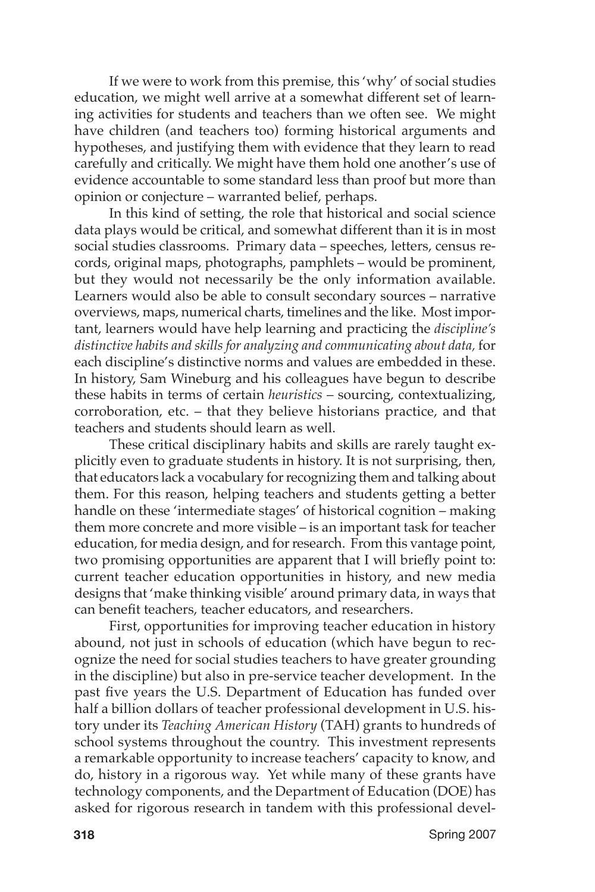If we were to work from this premise, this 'why' of social studies education, we might well arrive at a somewhat different set of learning activities for students and teachers than we often see. We might have children (and teachers too) forming historical arguments and hypotheses, and justifying them with evidence that they learn to read carefully and critically. We might have them hold one another's use of evidence accountable to some standard less than proof but more than opinion or conjecture – warranted belief, perhaps.

In this kind of setting, the role that historical and social science data plays would be critical, and somewhat different than it is in most social studies classrooms. Primary data – speeches, letters, census records, original maps, photographs, pamphlets – would be prominent, but they would not necessarily be the only information available. Learners would also be able to consult secondary sources – narrative overviews, maps, numerical charts, timelines and the like. Most important, learners would have help learning and practicing the *discipline's distinctive habits and skills for analyzing and communicating about data,* for each discipline's distinctive norms and values are embedded in these. In history, Sam Wineburg and his colleagues have begun to describe these habits in terms of certain *heuristics* – sourcing, contextualizing, corroboration, etc. – that they believe historians practice, and that teachers and students should learn as well.

These critical disciplinary habits and skills are rarely taught explicitly even to graduate students in history. It is not surprising, then, that educators lack a vocabulary for recognizing them and talking about them. For this reason, helping teachers and students getting a better handle on these 'intermediate stages' of historical cognition – making them more concrete and more visible – is an important task for teacher education, for media design, and for research. From this vantage point, two promising opportunities are apparent that I will briefly point to: current teacher education opportunities in history, and new media designs that 'make thinking visible' around primary data, in ways that can benefit teachers, teacher educators, and researchers.

First, opportunities for improving teacher education in history abound, not just in schools of education (which have begun to recognize the need for social studies teachers to have greater grounding in the discipline) but also in pre-service teacher development. In the past five years the U.S. Department of Education has funded over half a billion dollars of teacher professional development in U.S. history under its *Teaching American History* (TAH) grants to hundreds of school systems throughout the country. This investment represents a remarkable opportunity to increase teachers' capacity to know, and do, history in a rigorous way. Yet while many of these grants have technology components, and the Department of Education (DOE) has asked for rigorous research in tandem with this professional devel-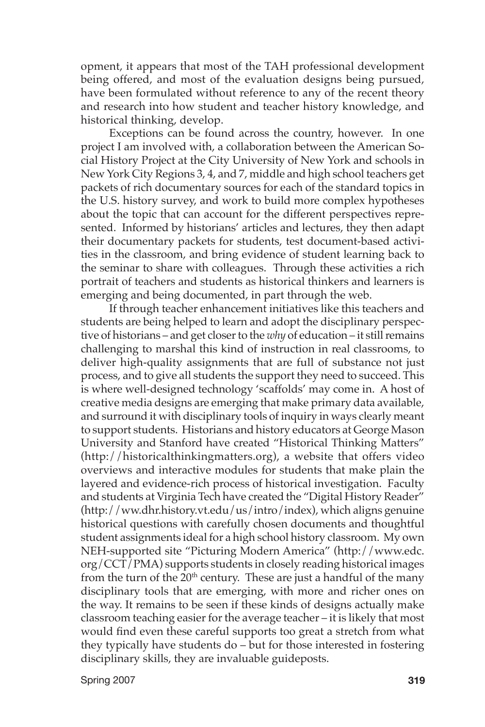opment, it appears that most of the TAH professional development being offered, and most of the evaluation designs being pursued, have been formulated without reference to any of the recent theory and research into how student and teacher history knowledge, and historical thinking, develop.

Exceptions can be found across the country, however. In one project I am involved with, a collaboration between the American Social History Project at the City University of New York and schools in New York City Regions 3, 4, and 7, middle and high school teachers get packets of rich documentary sources for each of the standard topics in the U.S. history survey, and work to build more complex hypotheses about the topic that can account for the different perspectives represented. Informed by historians' articles and lectures, they then adapt their documentary packets for students, test document-based activities in the classroom, and bring evidence of student learning back to the seminar to share with colleagues. Through these activities a rich portrait of teachers and students as historical thinkers and learners is emerging and being documented, in part through the web.

If through teacher enhancement initiatives like this teachers and students are being helped to learn and adopt the disciplinary perspective of historians – and get closer to the *why* of education – it still remains challenging to marshal this kind of instruction in real classrooms, to deliver high-quality assignments that are full of substance not just process, and to give all students the support they need to succeed. This is where well-designed technology 'scaffolds' may come in. A host of creative media designs are emerging that make primary data available, and surround it with disciplinary tools of inquiry in ways clearly meant to support students. Historians and history educators at George Mason University and Stanford have created "Historical Thinking Matters" (http://historicalthinkingmatters.org), a website that offers video overviews and interactive modules for students that make plain the layered and evidence-rich process of historical investigation. Faculty and students at Virginia Tech have created the "Digital History Reader" (http://ww.dhr.history.vt.edu/us/intro/index), which aligns genuine historical questions with carefully chosen documents and thoughtful student assignments ideal for a high school history classroom. My own NEH-supported site "Picturing Modern America" (http://www.edc.org/CCT/PMA) supports students in closely reading historical images from the turn of the 20th century. These are just a handful of the many disciplinary tools that are emerging, with more and richer ones on the way. It remains to be seen if these kinds of designs actually make classroom teaching easier for the average teacher – it is likely that most would find even these careful supports too great a stretch from what they typically have students do – but for those interested in fostering disciplinary skills, they are invaluable guideposts.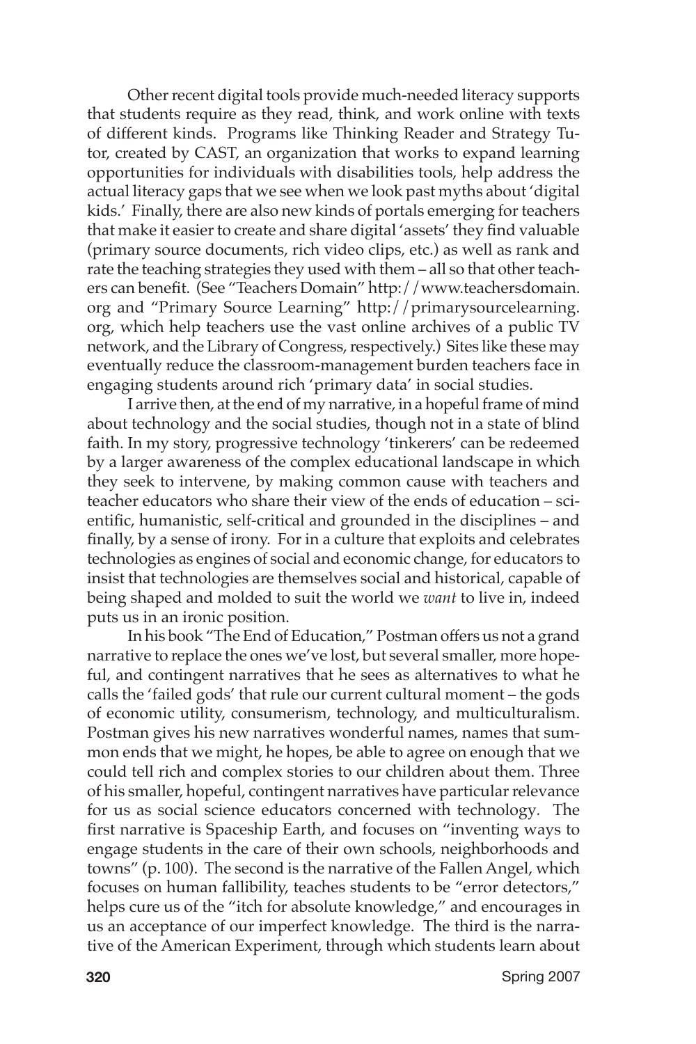Other recent digital tools provide much-needed literacy supports that students require as they read, think, and work online with texts of different kinds. Programs like Thinking Reader and Strategy Tutor, created by CAST, an organization that works to expand learning opportunities for individuals with disabilities tools, help address the actual literacy gaps that we see when we look past myths about 'digital kids.' Finally, there are also new kinds of portals emerging for teachers that make it easier to create and share digital 'assets' they find valuable (primary source documents, rich video clips, etc.) as well as rank and rate the teaching strategies they used with them – all so that other teachers can benefit. (See "Teachers Domain" http://www.teachersdomain.org and "Primary Source Learning" http://primarysourcelearning.org, which help teachers use the vast online archives of a public TV network, and the Library of Congress, respectively.) Sites like these may eventually reduce the classroom-management burden teachers face in engaging students around rich 'primary data' in social studies.

I arrive then, at the end of my narrative, in a hopeful frame of mind about technology and the social studies, though not in a state of blind faith. In my story, progressive technology 'tinkerers' can be redeemed by a larger awareness of the complex educational landscape in which they seek to intervene, by making common cause with teachers and teacher educators who share their view of the ends of education – scientific, humanistic, self-critical and grounded in the disciplines – and finally, by a sense of irony. For in a culture that exploits and celebrates technologies as engines of social and economic change, for educators to insist that technologies are themselves social and historical, capable of being shaped and molded to suit the world we *want* to live in, indeed puts us in an ironic position.

In his book "The End of Education," Postman offers us not a grand narrative to replace the ones we've lost, but several smaller, more hopeful, and contingent narratives that he sees as alternatives to what he calls the 'failed gods' that rule our current cultural moment – the gods of economic utility, consumerism, technology, and multiculturalism. Postman gives his new narratives wonderful names, names that summon ends that we might, he hopes, be able to agree on enough that we could tell rich and complex stories to our children about them. Three of his smaller, hopeful, contingent narratives have particular relevance for us as social science educators concerned with technology. The first narrative is Spaceship Earth, and focuses on "inventing ways to engage students in the care of their own schools, neighborhoods and towns" (p. 100). The second is the narrative of the Fallen Angel, which focuses on human fallibility, teaches students to be "error detectors," helps cure us of the "itch for absolute knowledge," and encourages in us an acceptance of our imperfect knowledge. The third is the narrative of the American Experiment, through which students learn about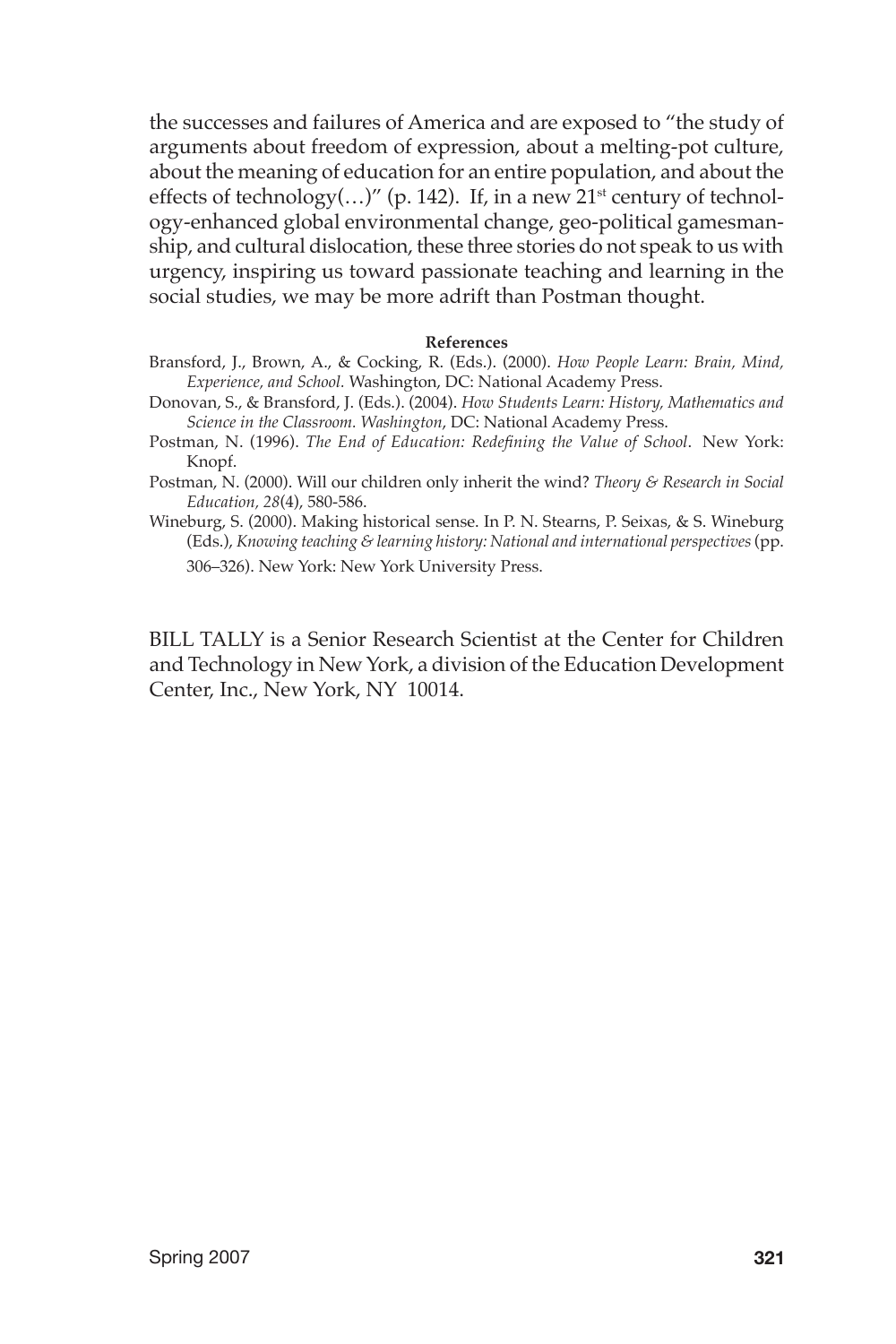the successes and failures of America and are exposed to "the study of arguments about freedom of expression, about a melting-pot culture, about the meaning of education for an entire population, and about the effects of technology(…)" (p. 142). If, in a new 21st century of technology-enhanced global environmental change, geo-political gamesmanship, and cultural dislocation, these three stories do not speak to us with urgency, inspiring us toward passionate teaching and learning in the social studies, we may be more adrift than Postman thought.

**References**

Bransford, J., Brown, A., & Cocking, R. (Eds.). (2000). *How People Learn: Brain, Mind, Experience, and School.* Washington, DC: National Academy Press.

Donovan, S., & Bransford, J. (Eds.). (2004). *How Students Learn: History, Mathematics and Science in the Classroom. Washington*, DC: National Academy Press.

Postman, N. (1996). *The End of Education: Redefining the Value of School*. New York: Knopf.

Postman, N. (2000). Will our children only inherit the wind? *Theory & Research in Social Education, 28*(4), 580-586.

Wineburg, S. (2000). Making historical sense. In P. N. Stearns, P. Seixas, & S. Wineburg (Eds.), *Knowing teaching & learning history: National and international perspectives* (pp. 306–326). New York: New York University Press.

BILL TALLY is a Senior Research Scientist at the Center for Children and Technology in New York, a division of the Education Development Center, Inc., New York, NY 10014.